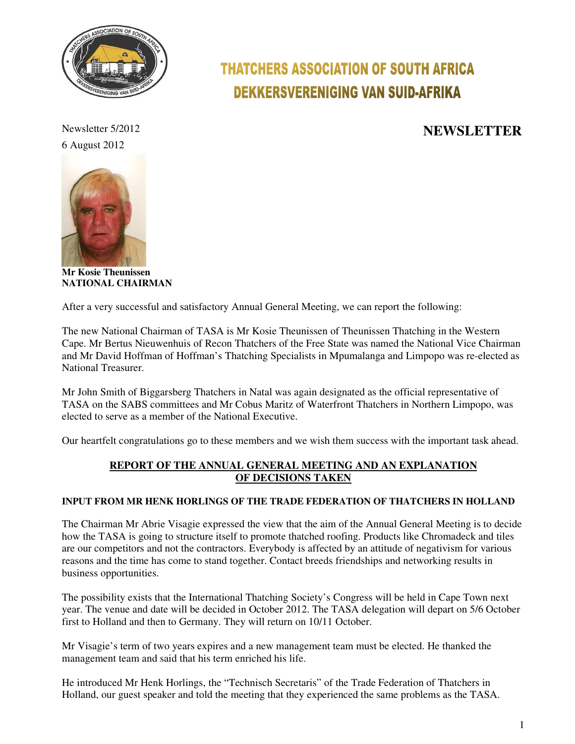# THATCHERS ASSOCIATION OF SOUTH AFRICA
# DEKKERSVERENIGING VAN SUID-AFRIKA

Newsletter 5/2012

6 August 2012

## NEWSLETTER

**Mr Kosie Theunissen**
**NATIONAL CHAIRMAN**

After a very successful and satisfactory Annual General Meeting, we can report the following:

The new National Chairman of TASA is Mr Kosie Theunissen of Theunissen Thatching in the Western Cape. Mr Bertus Nieuwenhuis of Recon Thatchers of the Free State was named the National Vice Chairman and Mr David Hoffman of Hoffman's Thatching Specialists in Mpumalanga and Limpopo was re-elected as National Treasurer.

Mr John Smith of Biggarsberg Thatchers in Natal was again designated as the official representative of TASA on the SABS committees and Mr Cobus Maritz of Waterfront Thatchers in Northern Limpopo, was elected to serve as a member of the National Executive.

Our heartfelt congratulations go to these members and we wish them success with the important task ahead.

## REPORT OF THE ANNUAL GENERAL MEETING AND AN EXPLANATION OF DECISIONS TAKEN

### INPUT FROM MR HENK HORLINGS OF THE TRADE FEDERATION OF THATCHERS IN HOLLAND

The Chairman Mr Abrie Visagie expressed the view that the aim of the Annual General Meeting is to decide how the TASA is going to structure itself to promote thatched roofing. Products like Chromadeck and tiles are our competitors and not the contractors. Everybody is affected by an attitude of negativism for various reasons and the time has come to stand together. Contact breeds friendships and networking results in business opportunities.

The possibility exists that the International Thatching Society's Congress will be held in Cape Town next year. The venue and date will be decided in October 2012. The TASA delegation will depart on 5/6 October first to Holland and then to Germany. They will return on 10/11 October.

Mr Visagie's term of two years expires and a new management team must be elected. He thanked the management team and said that his term enriched his life.

He introduced Mr Henk Horlings, the "Technisch Secretaris" of the Trade Federation of Thatchers in Holland, our guest speaker and told the meeting that they experienced the same problems as the TASA.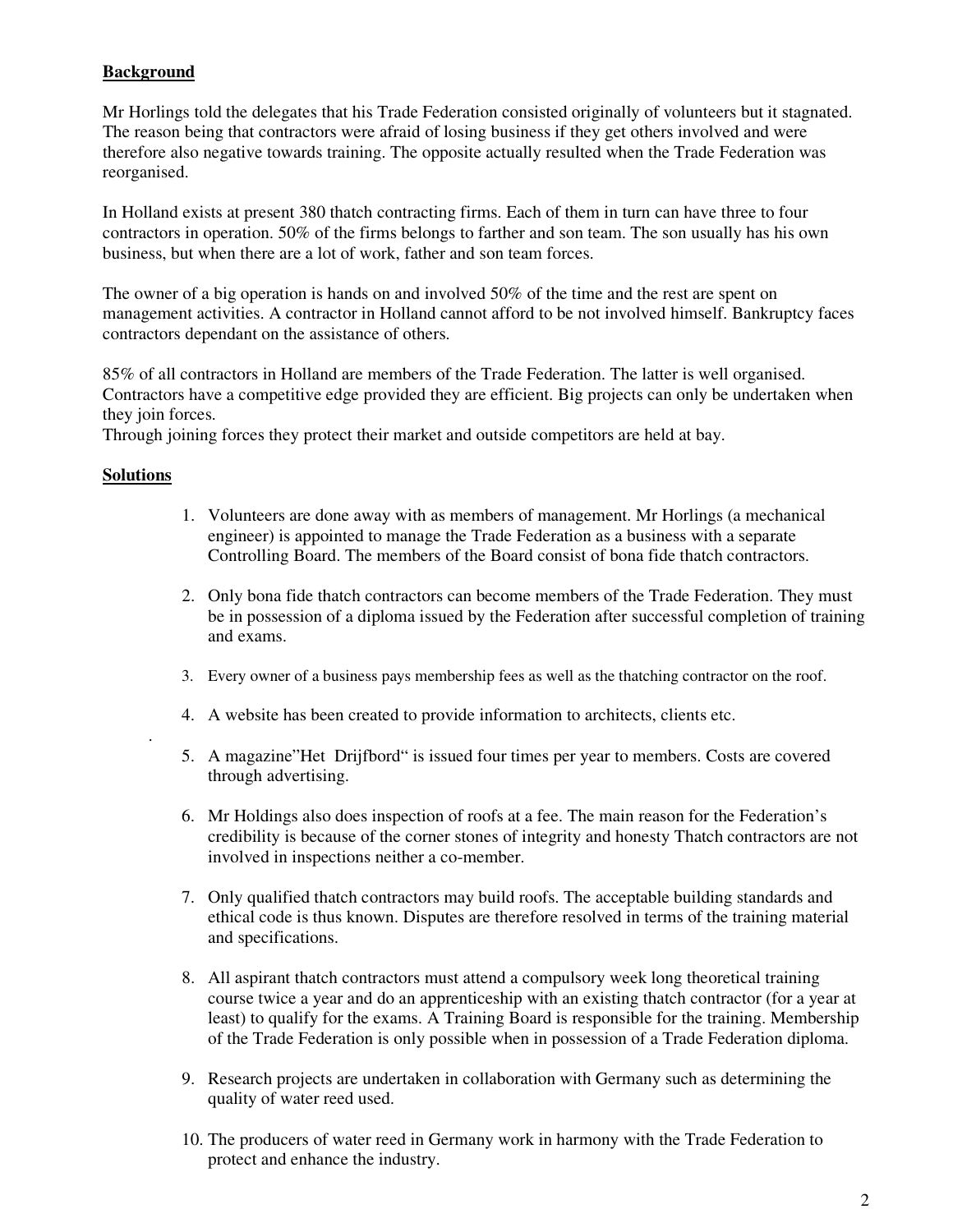**Background**

Mr Horlings told the delegates that his Trade Federation consisted originally of volunteers but it stagnated. The reason being that contractors were afraid of losing business if they get others involved and were therefore also negative towards training. The opposite actually resulted when the Trade Federation was reorganised.

In Holland exists at present 380 thatch contracting firms. Each of them in turn can have three to four contractors in operation. 50% of the firms belongs to farther and son team. The son usually has his own business, but when there are a lot of work, father and son team forces.

The owner of a big operation is hands on and involved 50% of the time and the rest are spent on management activities. A contractor in Holland cannot afford to be not involved himself. Bankruptcy faces contractors dependant on the assistance of others.

85% of all contractors in Holland are members of the Trade Federation. The latter is well organised. Contractors have a competitive edge provided they are efficient. Big projects can only be undertaken when they join forces.
Through joining forces they protect their market and outside competitors are held at bay.

**Solutions**

1. Volunteers are done away with as members of management. Mr Horlings (a mechanical engineer) is appointed to manage the Trade Federation as a business with a separate Controlling Board. The members of the Board consist of bona fide thatch contractors.

2. Only bona fide thatch contractors can become members of the Trade Federation. They must be in possession of a diploma issued by the Federation after successful completion of training and exams.

3. Every owner of a business pays membership fees as well as the thatching contractor on the roof.

4. A website has been created to provide information to architects, clients etc.

5. A magazine"Het Drijfbord" is issued four times per year to members. Costs are covered through advertising.

6. Mr Holdings also does inspection of roofs at a fee. The main reason for the Federation's credibility is because of the corner stones of integrity and honesty Thatch contractors are not involved in inspections neither a co-member.

7. Only qualified thatch contractors may build roofs. The acceptable building standards and ethical code is thus known. Disputes are therefore resolved in terms of the training material and specifications.

8. All aspirant thatch contractors must attend a compulsory week long theoretical training course twice a year and do an apprenticeship with an existing thatch contractor (for a year at least) to qualify for the exams. A Training Board is responsible for the training. Membership of the Trade Federation is only possible when in possession of a Trade Federation diploma.

9. Research projects are undertaken in collaboration with Germany such as determining the quality of water reed used.

10. The producers of water reed in Germany work in harmony with the Trade Federation to protect and enhance the industry.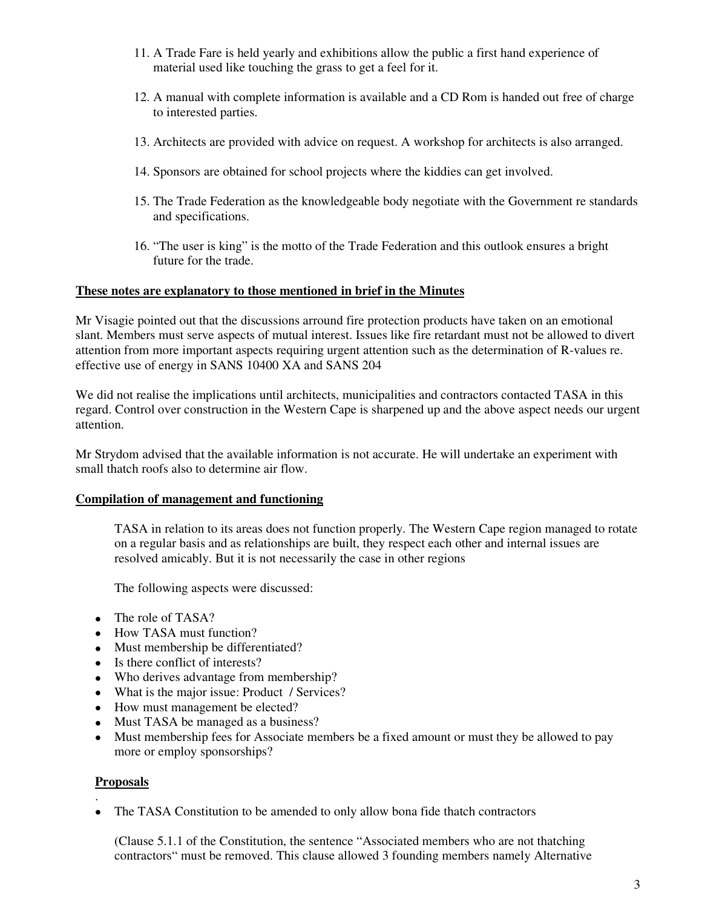11. A Trade Fare is held yearly and exhibitions allow the public a first hand experience of material used like touching the grass to get a feel for it.

12. A manual with complete information is available and a CD Rom is handed out free of charge to interested parties.

13. Architects are provided with advice on request. A workshop for architects is also arranged.

14. Sponsors are obtained for school projects where the kiddies can get involved.

15. The Trade Federation as the knowledgeable body negotiate with the Government re standards and specifications.

16. "The user is king" is the motto of the Trade Federation and this outlook ensures a bright future for the trade.

**<u>These notes are explanatory to those mentioned in brief in the Minutes</u>**

Mr Visagie pointed out that the discussions arround fire protection products have taken on an emotional slant. Members must serve aspects of mutual interest. Issues like fire retardant must not be allowed to divert attention from more important aspects requiring urgent attention such as the determination of R-values re. effective use of energy in SANS 10400 XA and SANS 204

We did not realise the implications until architects, municipalities and contractors contacted TASA in this regard. Control over construction in the Western Cape is sharpened up and the above aspect needs our urgent attention.

Mr Strydom advised that the available information is not accurate. He will undertake an experiment with small thatch roofs also to determine air flow.

**<u>Compilation of management and functioning</u>**

TASA in relation to its areas does not function properly. The Western Cape region managed to rotate on a regular basis and as relationships are built, they respect each other and internal issues are resolved amicably. But it is not necessarily the case in other regions

The following aspects were discussed:

- The role of TASA?
- How TASA must function?
- Must membership be differentiated?
- Is there conflict of interests?
- Who derives advantage from membership?
- What is the major issue: Product / Services?
- How must management be elected?
- Must TASA be managed as a business?
- Must membership fees for Associate members be a fixed amount or must they be allowed to pay more or employ sponsorships?

**<u>Proposals</u>**

.

- The TASA Constitution to be amended to only allow bona fide thatch contractors

(Clause 5.1.1 of the Constitution, the sentence "Associated members who are not thatching contractors" must be removed. This clause allowed 3 founding members namely Alternative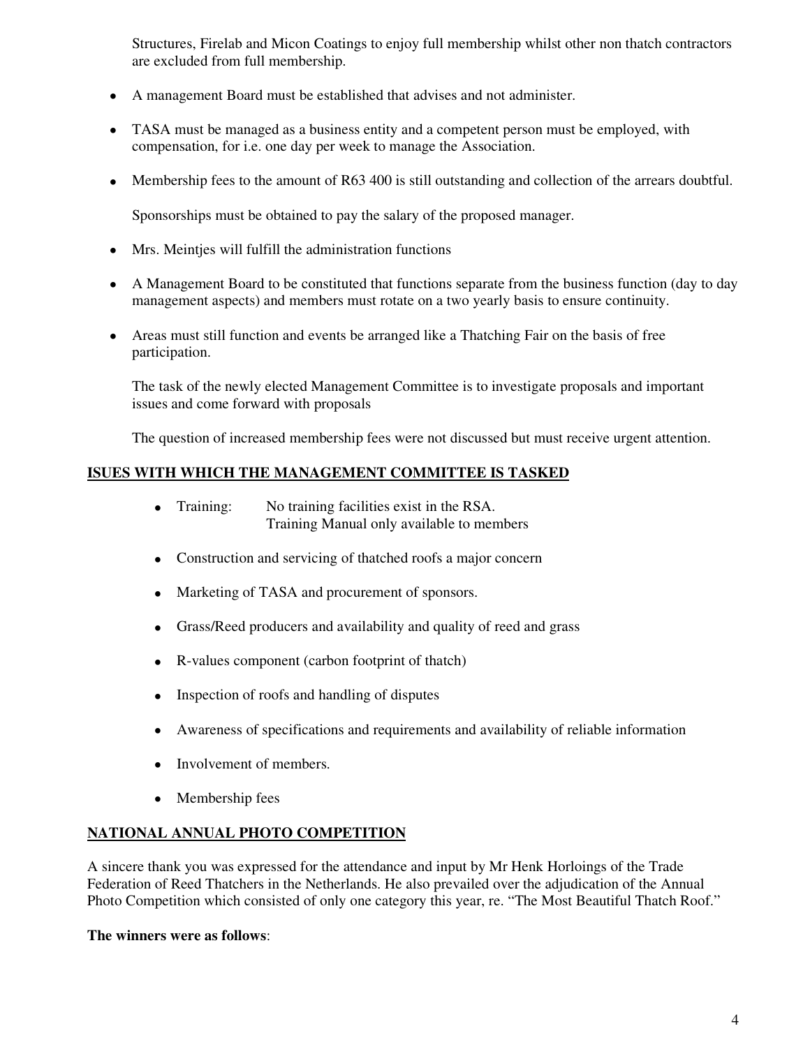Structures, Firelab and Micon Coatings to enjoy full membership whilst other non thatch contractors are excluded from full membership.

- A management Board must be established that advises and not administer.
- TASA must be managed as a business entity and a competent person must be employed, with compensation, for i.e. one day per week to manage the Association.
- Membership fees to the amount of R63 400 is still outstanding and collection of the arrears doubtful.

  Sponsorships must be obtained to pay the salary of the proposed manager.

- Mrs. Meintjes will fulfill the administration functions
- A Management Board to be constituted that functions separate from the business function (day to day management aspects) and members must rotate on a two yearly basis to ensure continuity.
- Areas must still function and events be arranged like a Thatching Fair on the basis of free participation.

  The task of the newly elected Management Committee is to investigate proposals and important issues and come forward with proposals

  The question of increased membership fees were not discussed but must receive urgent attention.

## ISUES WITH WHICH THE MANAGEMENT COMMITTEE IS TASKED

- Training: No training facilities exist in the RSA.
  Training Manual only available to members
- Construction and servicing of thatched roofs a major concern
- Marketing of TASA and procurement of sponsors.
- Grass/Reed producers and availability and quality of reed and grass
- R-values component (carbon footprint of thatch)
- Inspection of roofs and handling of disputes
- Awareness of specifications and requirements and availability of reliable information
- Involvement of members.
- Membership fees

## NATIONAL ANNUAL PHOTO COMPETITION

A sincere thank you was expressed for the attendance and input by Mr Henk Horloings of the Trade Federation of Reed Thatchers in the Netherlands. He also prevailed over the adjudication of the Annual Photo Competition which consisted of only one category this year, re. "The Most Beautiful Thatch Roof."

**The winners were as follows**: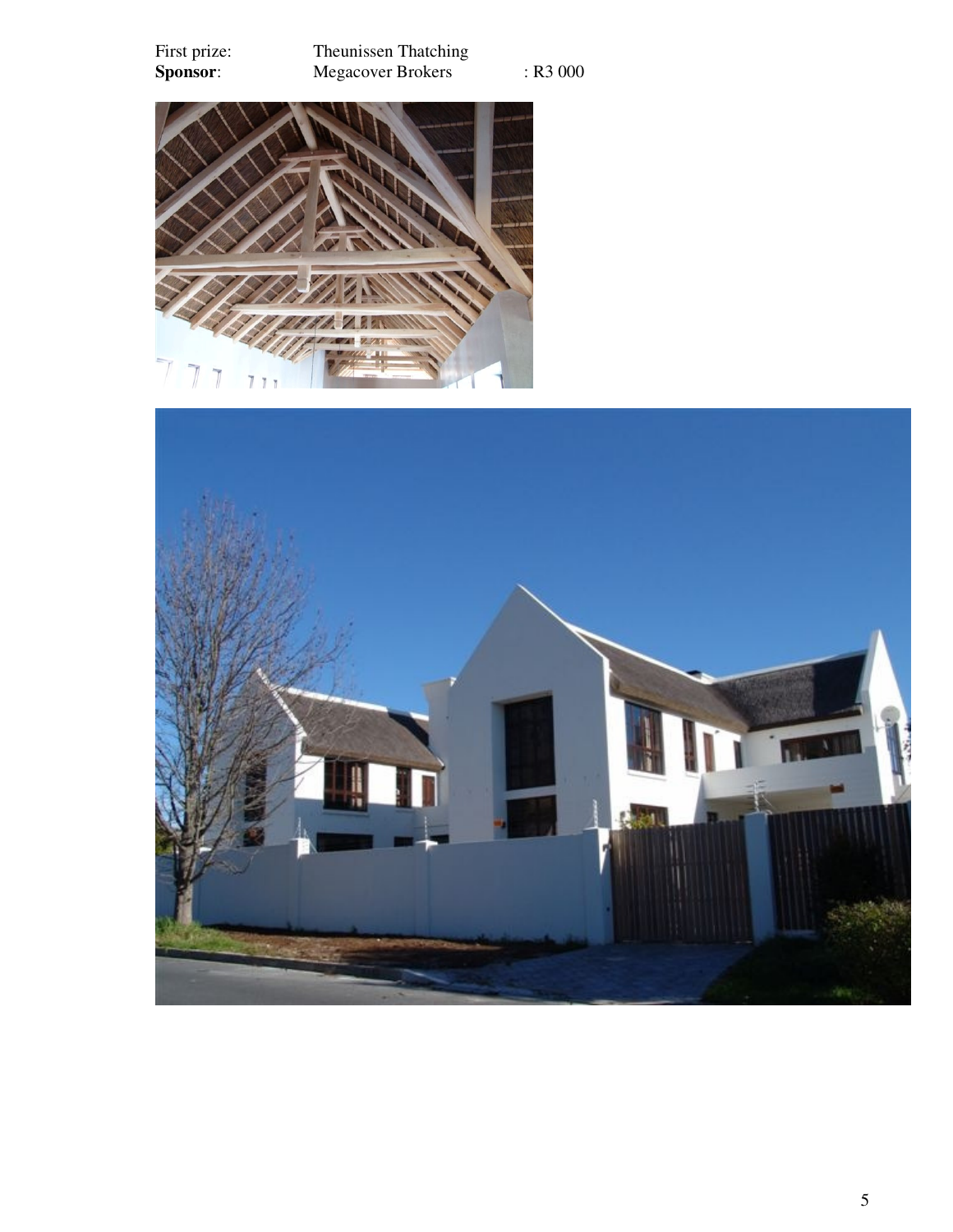First prize: Theunissen Thatching
**Sponsor**: Megacover Brokers : R3 000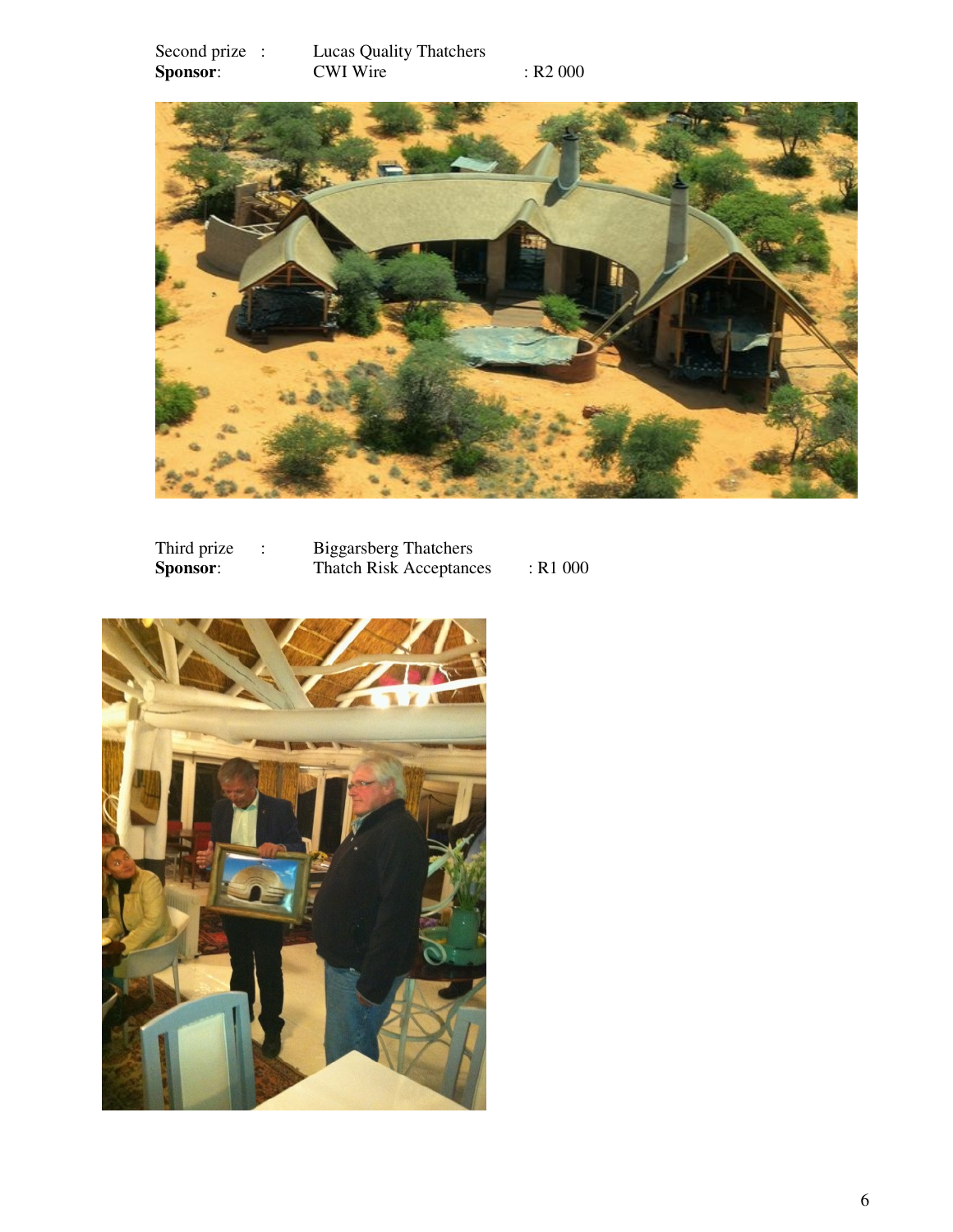| | | |
|---|---|---|
| Second prize : | Lucas Quality Thatchers | |
| **Sponsor**: | CWI Wire | : R2 000 |

| | | |
|---|---|---|
| Third prize : | Biggarsberg Thatchers | |
| **Sponsor**: | Thatch Risk Acceptances | : R1 000 |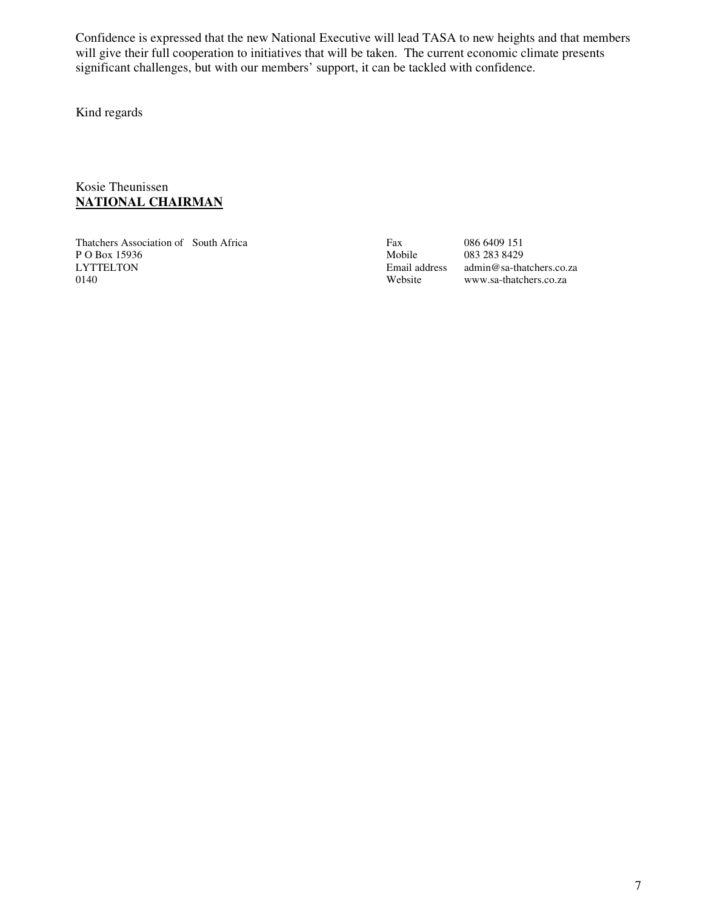Confidence is expressed that the new National Executive will lead TASA to new heights and that members will give their full cooperation to initiatives that will be taken. The current economic climate presents significant challenges, but with our members' support, it can be tackled with confidence.

Kind regards

Kosie Theunissen
**NATIONAL CHAIRMAN**

Thatchers Association of South Africa
P O Box 15936
LYTTELTON
0140

Fax 086 6409 151
Mobile 083 283 8429
Email address admin@sa-thatchers.co.za
Website www.sa-thatchers.co.za